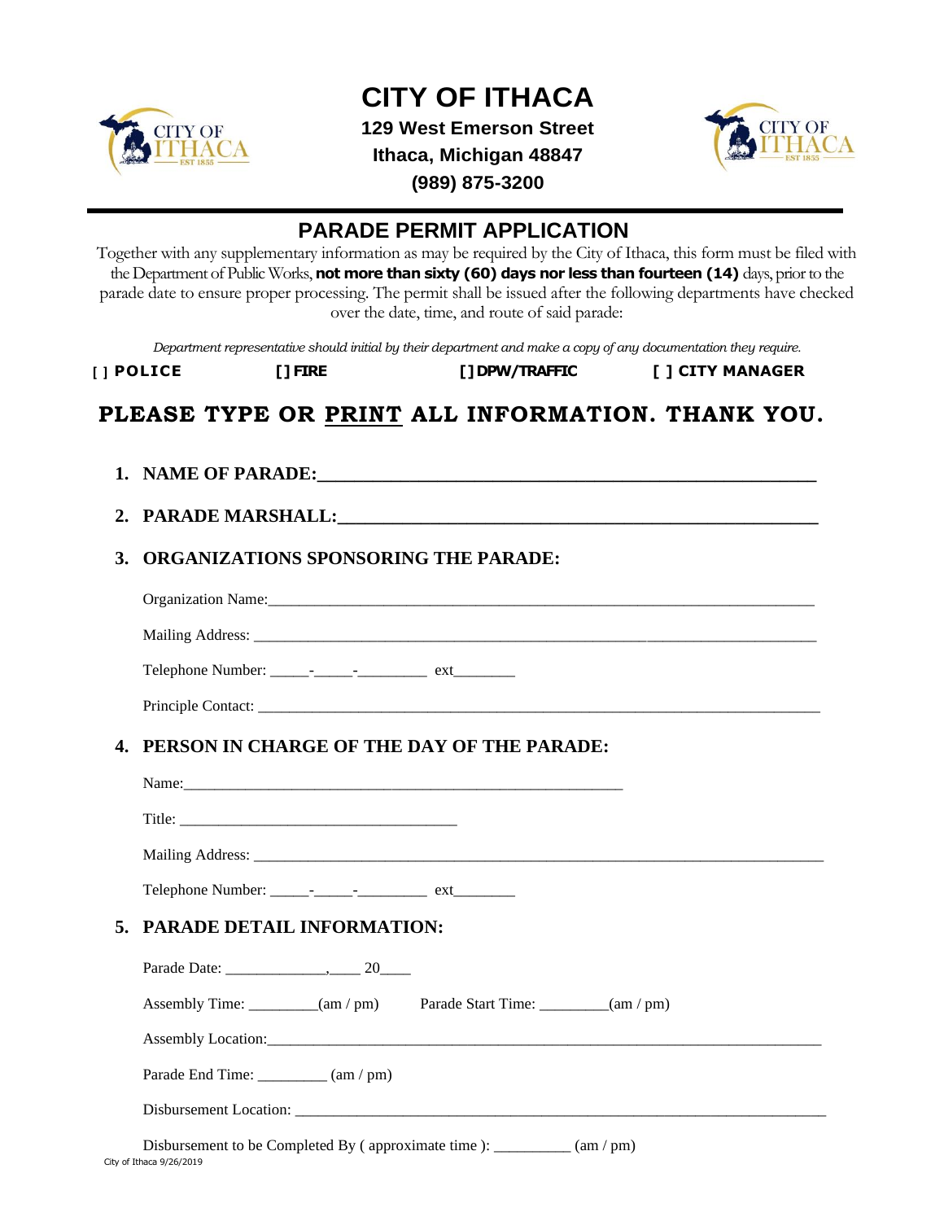# CITY OF ITHACA

**129 West Emerson Street**
**Ithaca, Michigan 48847**
**(989) 875-3200**

## PARADE PERMIT APPLICATION

Together with any supplementary information as may be required by the City of Ithaca, this form must be filed with the Department of Public Works, **not more than sixty (60) days nor less than fourteen (14)** days, prior to the parade date to ensure proper processing. The permit shall be issued after the following departments have checked over the date, time, and route of said parade:

*Department representative should initial by their department and make a copy of any documentation they require.*

**[ ] POLICE** **[ ] FIRE** **[ ] DPW/TRAFFIC** **[ ] CITY MANAGER**

**PLEASE TYPE OR PRINT ALL INFORMATION. THANK YOU.**

1. **NAME OF PARADE:**______________________________________________________

2. **PARADE MARSHALL:**___________________________________________________

3. **ORGANIZATIONS SPONSORING THE PARADE:**

   Organization Name:______________________________________________________________________

   Mailing Address: _______________________________________________________________________

   Telephone Number: _____-_____-_________ ext________

   Principle Contact: ______________________________________________________________________

4. **PERSON IN CHARGE OF THE DAY OF THE PARADE:**

   Name:_________________________________________________________

   Title: ___________________________________

   Mailing Address: _________________________________________________________________________

   Telephone Number: _____-_____-_________ ext________

5. **PARADE DETAIL INFORMATION:**

   Parade Date: _____________,____ 20____

   Assembly Time: _________(am / pm) Parade Start Time: _________(am / pm)

   Assembly Location:______________________________________________________________________

   Parade End Time: _________ (am / pm)

   Disbursement Location: __________________________________________________________________

   Disbursement to be Completed By ( approximate time ): __________ (am / pm)

City of Ithaca 9/26/2019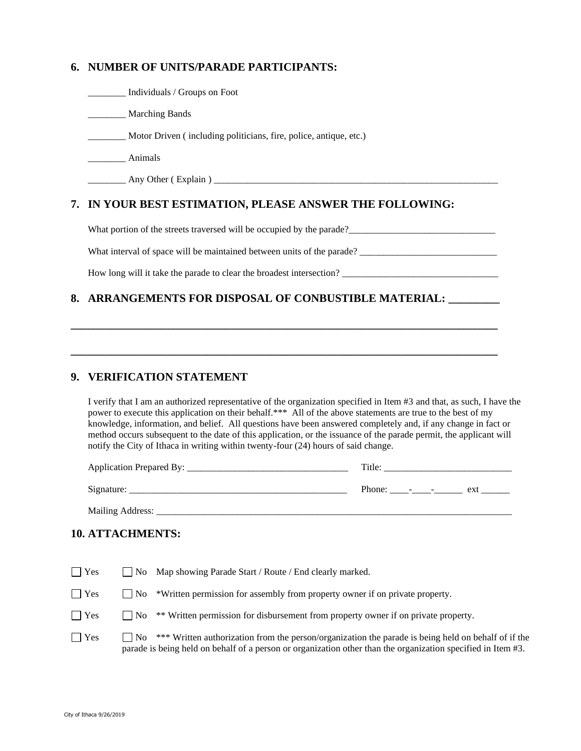## 6. NUMBER OF UNITS/PARADE PARTICIPANTS:

________ Individuals / Groups on Foot

________ Marching Bands

________ Motor Driven ( including politicians, fire, police, antique, etc.)

________ Animals

________ Any Other ( Explain ) ______________________________________________________________

## 7. IN YOUR BEST ESTIMATION, PLEASE ANSWER THE FOLLOWING:

What portion of the streets traversed will be occupied by the parade?_______________________________

What interval of space will be maintained between units of the parade? _____________________________

How long will it take the parade to clear the broadest intersection? ________________________________

## 8. ARRANGEMENTS FOR DISPOSAL OF CONBUSTIBLE MATERIAL: _________

______________________________________________________________________________

______________________________________________________________________________

## 9. VERIFICATION STATEMENT

I verify that I am an authorized representative of the organization specified in Item #3 and that, as such, I have the power to execute this application on their behalf.*** All of the above statements are true to the best of my knowledge, information, and belief. All questions have been answered completely and, if any change in fact or method occurs subsequent to the date of this application, or the issuance of the parade permit, the applicant will notify the City of Ithaca in writing within twenty-four (24) hours of said change.

Application Prepared By: __________________________________ Title: ___________________________

Signature: ______________________________________________ Phone: ____-____-______ ext ______

Mailing Address: __________________________________________________________________________

## 10. ATTACHMENTS:

☐ Yes ☐ No Map showing Parade Start / Route / End clearly marked.

☐ Yes ☐ No *Written permission for assembly from property owner if on private property.

☐ Yes ☐ No ** Written permission for disbursement from property owner if on private property.

☐ Yes ☐ No *** Written authorization from the person/organization the parade is being held on behalf of if the parade is being held on behalf of a person or organization other than the organization specified in Item #3.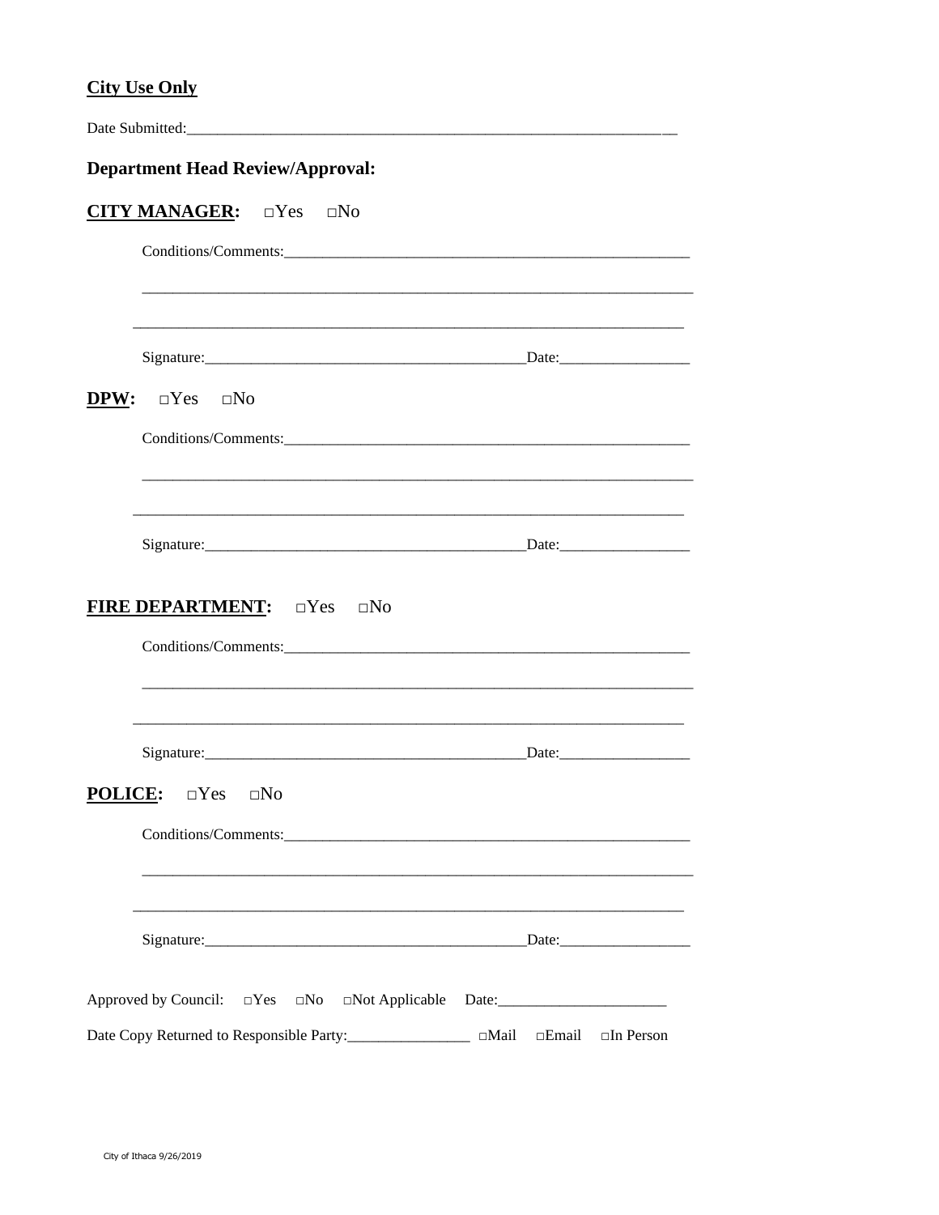**City Use Only**

Date Submitted:_________________________________________________________________

## Department Head Review/Approval:

**CITY MANAGER:** □Yes □No

Conditions/Comments:_____________________________________________________

_________________________________________________________________________

_________________________________________________________________________

Signature:_________________________________________Date:_________________

**DPW:** □Yes □No

Conditions/Comments:_____________________________________________________

_________________________________________________________________________

_________________________________________________________________________

Signature:_________________________________________Date:_________________

**FIRE DEPARTMENT:** □Yes □No

Conditions/Comments:_____________________________________________________

_________________________________________________________________________

_________________________________________________________________________

Signature:_________________________________________Date:_________________

**POLICE:** □Yes □No

Conditions/Comments:_____________________________________________________

_________________________________________________________________________

_________________________________________________________________________

Signature:_________________________________________Date:_________________

Approved by Council: □Yes □No □Not Applicable Date:______________________

Date Copy Returned to Responsible Party:________________ □Mail □Email □In Person

City of Ithaca 9/26/2019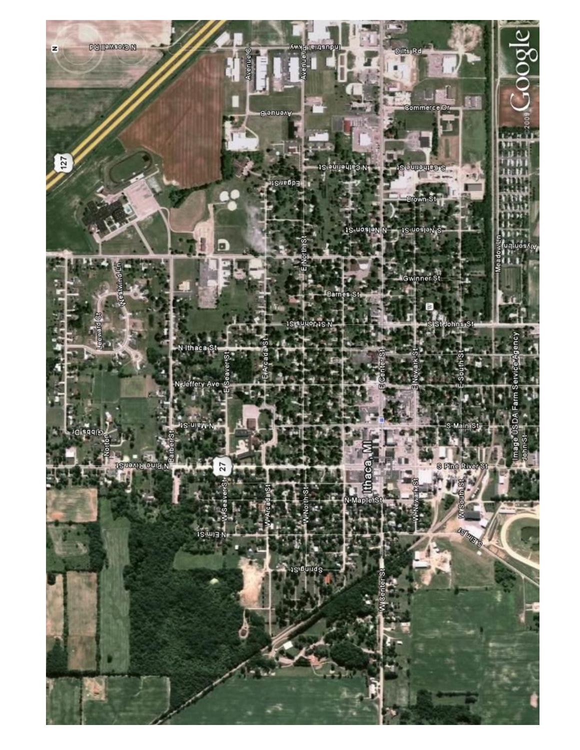Ithaca, MI

127

27

N Croswell Rd

Avenue C

Industrial Pkwy

Avenue A

Avenue B

Dilts Rd

Commerce Dr

N Catherine St

S Catherine St

Edgar St

Brown St

N Nelson St

S Nelson St

E North St

Gwinner St

Barnes St

N St Johns St

S St Johns St

Meadow Ln

Alyson Ln

Westwind Ln

Leeward Ct

N Ithaca St

E Seaver St

E Arcada St

N Jeffery Ave

E Center St

E Newark St

E South St

N Main St

S Main St

Barber St

Gibbs Dr

Norton

N Pine River St

S Pine River St

W Seaver St

W Arcada St

W North St

N Maple St

W Newark St

W South St

N Elm St

S Elm St

Spring St

W Center St

John St

Image USDA Farm Service Agency

© 2009 Google